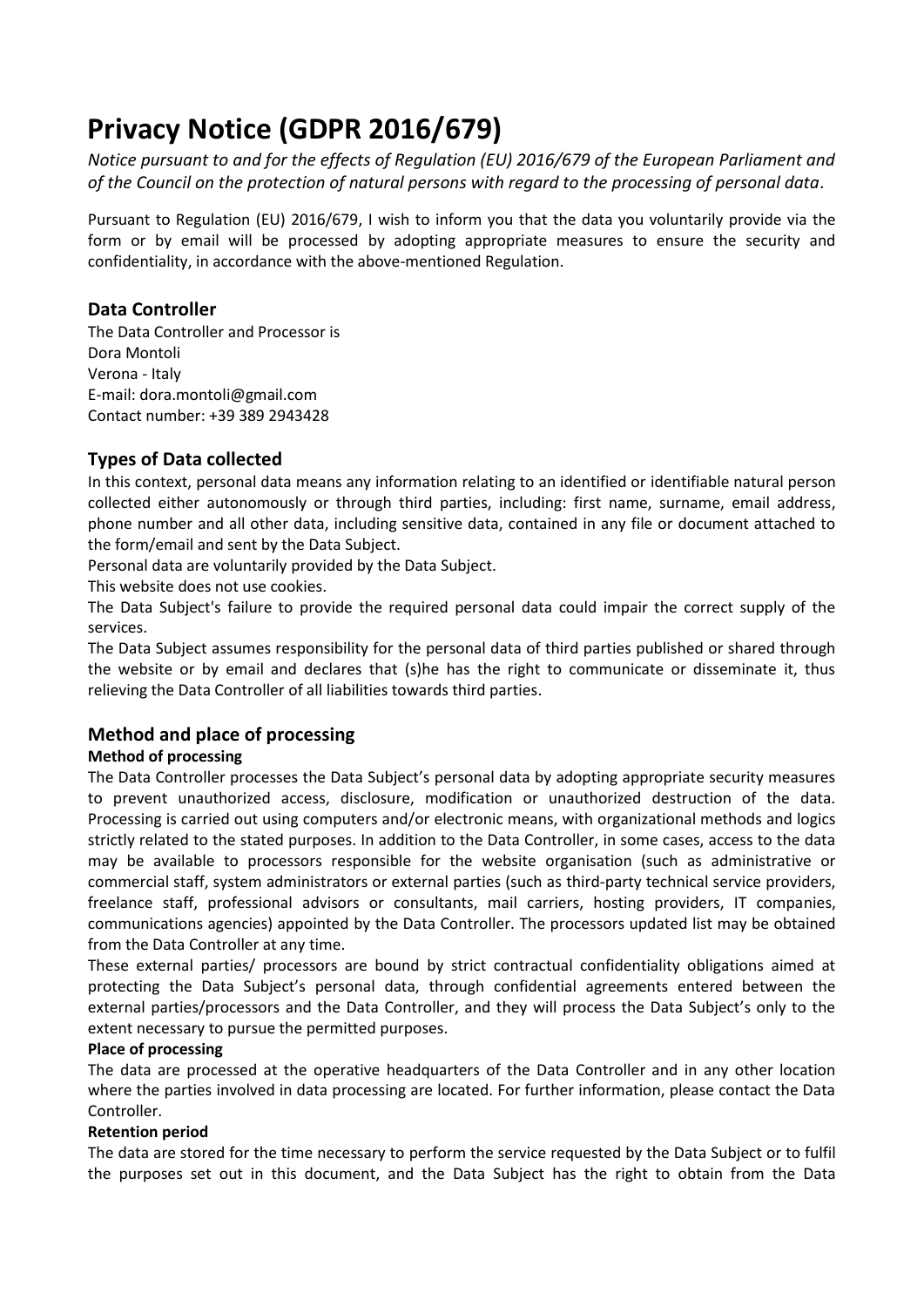# Privacy Notice (GDPR 2016/679)

*Notice pursuant to and for the effects of Regulation (EU) 2016/679 of the European Parliament and of the Council on the protection of natural persons with regard to the processing of personal data.*

Pursuant to Regulation (EU) 2016/679, I wish to inform you that the data you voluntarily provide via the form or by email will be processed by adopting appropriate measures to ensure the security and confidentiality, in accordance with the above-mentioned Regulation.

## Data Controller

The Data Controller and Processor is
Dora Montoli
Verona - Italy
E-mail: dora.montoli@gmail.com
Contact number: +39 389 2943428

## Types of Data collected

In this context, personal data means any information relating to an identified or identifiable natural person collected either autonomously or through third parties, including: first name, surname, email address, phone number and all other data, including sensitive data, contained in any file or document attached to the form/email and sent by the Data Subject.

Personal data are voluntarily provided by the Data Subject.

This website does not use cookies.

The Data Subject's failure to provide the required personal data could impair the correct supply of the services.

The Data Subject assumes responsibility for the personal data of third parties published or shared through the website or by email and declares that (s)he has the right to communicate or disseminate it, thus relieving the Data Controller of all liabilities towards third parties.

## Method and place of processing

**Method of processing**

The Data Controller processes the Data Subject's personal data by adopting appropriate security measures to prevent unauthorized access, disclosure, modification or unauthorized destruction of the data. Processing is carried out using computers and/or electronic means, with organizational methods and logics strictly related to the stated purposes. In addition to the Data Controller, in some cases, access to the data may be available to processors responsible for the website organisation (such as administrative or commercial staff, system administrators or external parties (such as third-party technical service providers, freelance staff, professional advisors or consultants, mail carriers, hosting providers, IT companies, communications agencies) appointed by the Data Controller. The processors updated list may be obtained from the Data Controller at any time.

These external parties/ processors are bound by strict contractual confidentiality obligations aimed at protecting the Data Subject's personal data, through confidential agreements entered between the external parties/processors and the Data Controller, and they will process the Data Subject's only to the extent necessary to pursue the permitted purposes.

**Place of processing**

The data are processed at the operative headquarters of the Data Controller and in any other location where the parties involved in data processing are located. For further information, please contact the Data Controller.

**Retention period**

The data are stored for the time necessary to perform the service requested by the Data Subject or to fulfil the purposes set out in this document, and the Data Subject has the right to obtain from the Data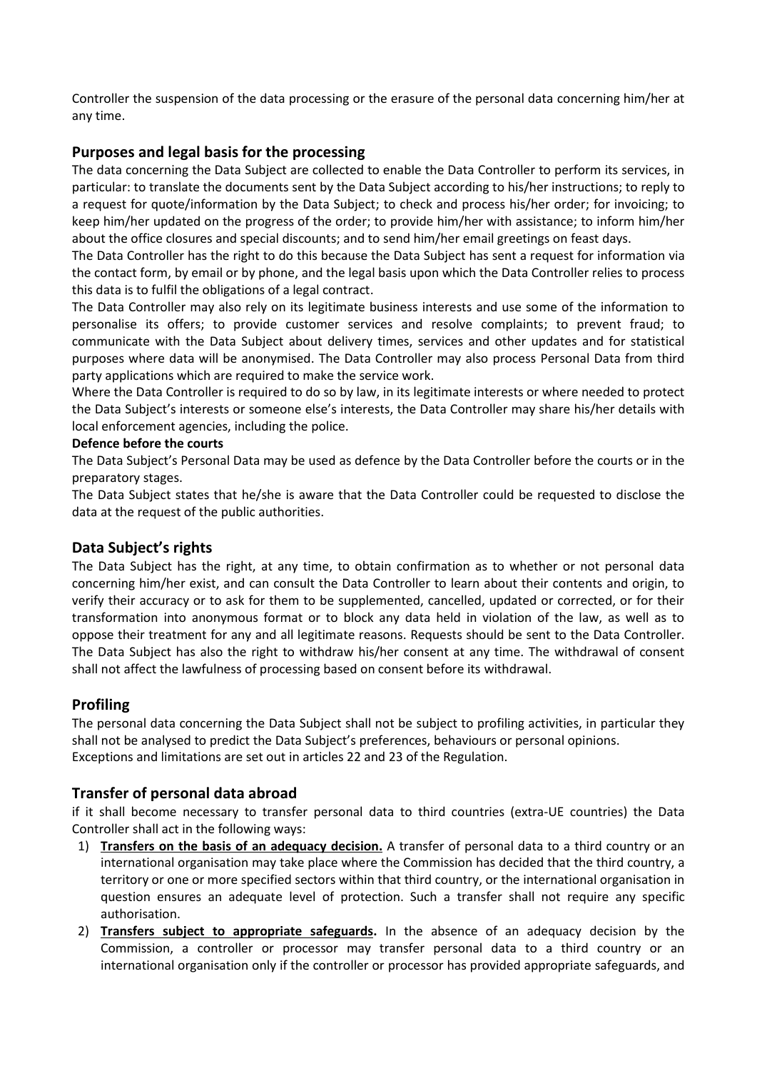Controller the suspension of the data processing or the erasure of the personal data concerning him/her at any time.

## Purposes and legal basis for the processing

The data concerning the Data Subject are collected to enable the Data Controller to perform its services, in particular: to translate the documents sent by the Data Subject according to his/her instructions; to reply to a request for quote/information by the Data Subject; to check and process his/her order; for invoicing; to keep him/her updated on the progress of the order; to provide him/her with assistance; to inform him/her about the office closures and special discounts; and to send him/her email greetings on feast days.

The Data Controller has the right to do this because the Data Subject has sent a request for information via the contact form, by email or by phone, and the legal basis upon which the Data Controller relies to process this data is to fulfil the obligations of a legal contract.

The Data Controller may also rely on its legitimate business interests and use some of the information to personalise its offers; to provide customer services and resolve complaints; to prevent fraud; to communicate with the Data Subject about delivery times, services and other updates and for statistical purposes where data will be anonymised. The Data Controller may also process Personal Data from third party applications which are required to make the service work.

Where the Data Controller is required to do so by law, in its legitimate interests or where needed to protect the Data Subject's interests or someone else's interests, the Data Controller may share his/her details with local enforcement agencies, including the police.

**Defence before the courts**

The Data Subject's Personal Data may be used as defence by the Data Controller before the courts or in the preparatory stages.

The Data Subject states that he/she is aware that the Data Controller could be requested to disclose the data at the request of the public authorities.

## Data Subject's rights

The Data Subject has the right, at any time, to obtain confirmation as to whether or not personal data concerning him/her exist, and can consult the Data Controller to learn about their contents and origin, to verify their accuracy or to ask for them to be supplemented, cancelled, updated or corrected, or for their transformation into anonymous format or to block any data held in violation of the law, as well as to oppose their treatment for any and all legitimate reasons. Requests should be sent to the Data Controller. The Data Subject has also the right to withdraw his/her consent at any time. The withdrawal of consent shall not affect the lawfulness of processing based on consent before its withdrawal.

## Profiling

The personal data concerning the Data Subject shall not be subject to profiling activities, in particular they shall not be analysed to predict the Data Subject's preferences, behaviours or personal opinions.
Exceptions and limitations are set out in articles 22 and 23 of the Regulation.

## Transfer of personal data abroad

if it shall become necessary to transfer personal data to third countries (extra-UE countries) the Data Controller shall act in the following ways:

1) **Transfers on the basis of an adequacy decision.** A transfer of personal data to a third country or an international organisation may take place where the Commission has decided that the third country, a territory or one or more specified sectors within that third country, or the international organisation in question ensures an adequate level of protection. Such a transfer shall not require any specific authorisation.
2) **Transfers subject to appropriate safeguards.** In the absence of an adequacy decision by the Commission, a controller or processor may transfer personal data to a third country or an international organisation only if the controller or processor has provided appropriate safeguards, and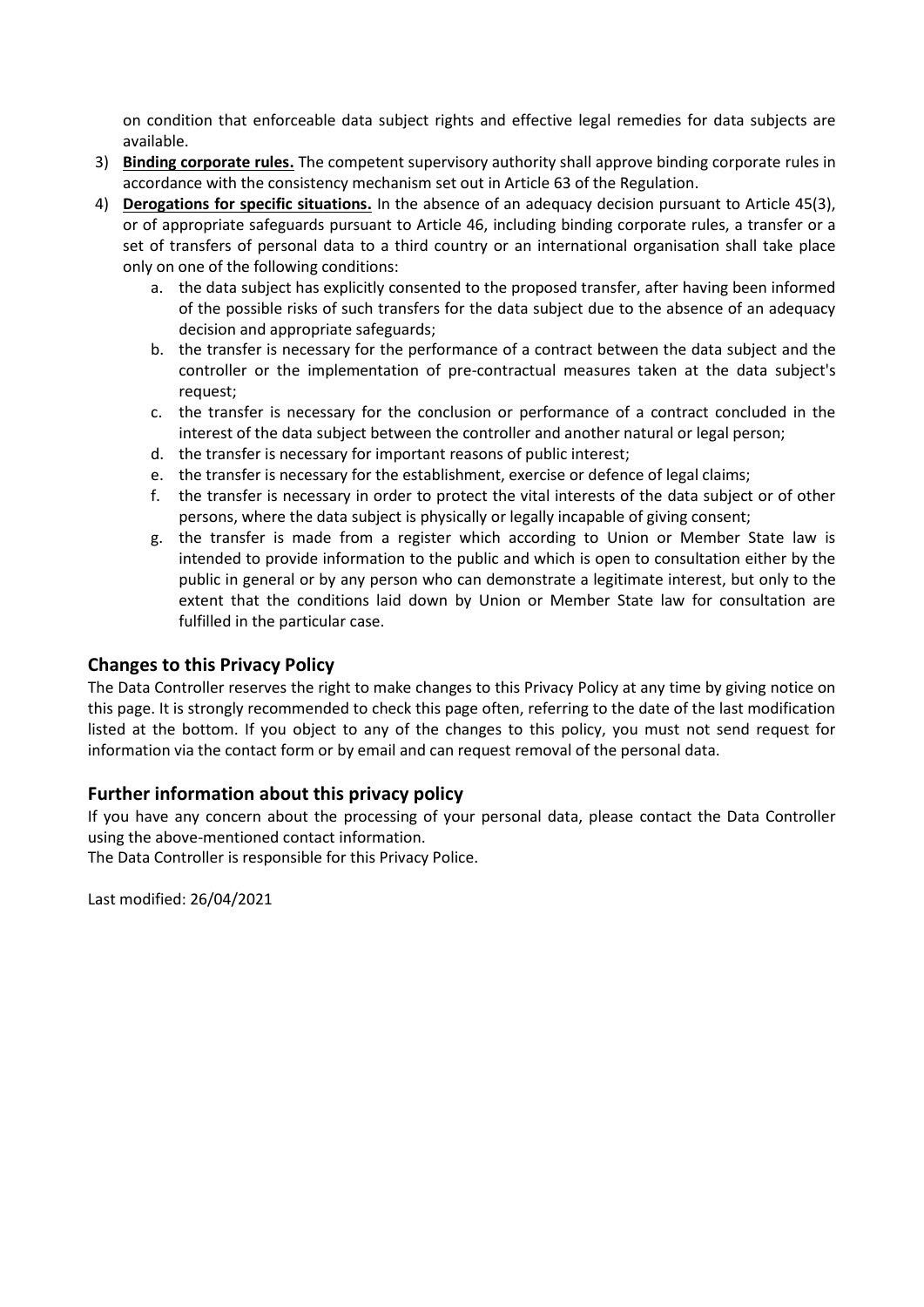on condition that enforceable data subject rights and effective legal remedies for data subjects are available.

3) **Binding corporate rules.** The competent supervisory authority shall approve binding corporate rules in accordance with the consistency mechanism set out in Article 63 of the Regulation.
4) **Derogations for specific situations.** In the absence of an adequacy decision pursuant to Article 45(3), or of appropriate safeguards pursuant to Article 46, including binding corporate rules, a transfer or a set of transfers of personal data to a third country or an international organisation shall take place only on one of the following conditions:
   a. the data subject has explicitly consented to the proposed transfer, after having been informed of the possible risks of such transfers for the data subject due to the absence of an adequacy decision and appropriate safeguards;
   b. the transfer is necessary for the performance of a contract between the data subject and the controller or the implementation of pre-contractual measures taken at the data subject's request;
   c. the transfer is necessary for the conclusion or performance of a contract concluded in the interest of the data subject between the controller and another natural or legal person;
   d. the transfer is necessary for important reasons of public interest;
   e. the transfer is necessary for the establishment, exercise or defence of legal claims;
   f. the transfer is necessary in order to protect the vital interests of the data subject or of other persons, where the data subject is physically or legally incapable of giving consent;
   g. the transfer is made from a register which according to Union or Member State law is intended to provide information to the public and which is open to consultation either by the public in general or by any person who can demonstrate a legitimate interest, but only to the extent that the conditions laid down by Union or Member State law for consultation are fulfilled in the particular case.

## Changes to this Privacy Policy

The Data Controller reserves the right to make changes to this Privacy Policy at any time by giving notice on this page. It is strongly recommended to check this page often, referring to the date of the last modification listed at the bottom. If you object to any of the changes to this policy, you must not send request for information via the contact form or by email and can request removal of the personal data.

## Further information about this privacy policy

If you have any concern about the processing of your personal data, please contact the Data Controller using the above-mentioned contact information.
The Data Controller is responsible for this Privacy Police.

Last modified: 26/04/2021